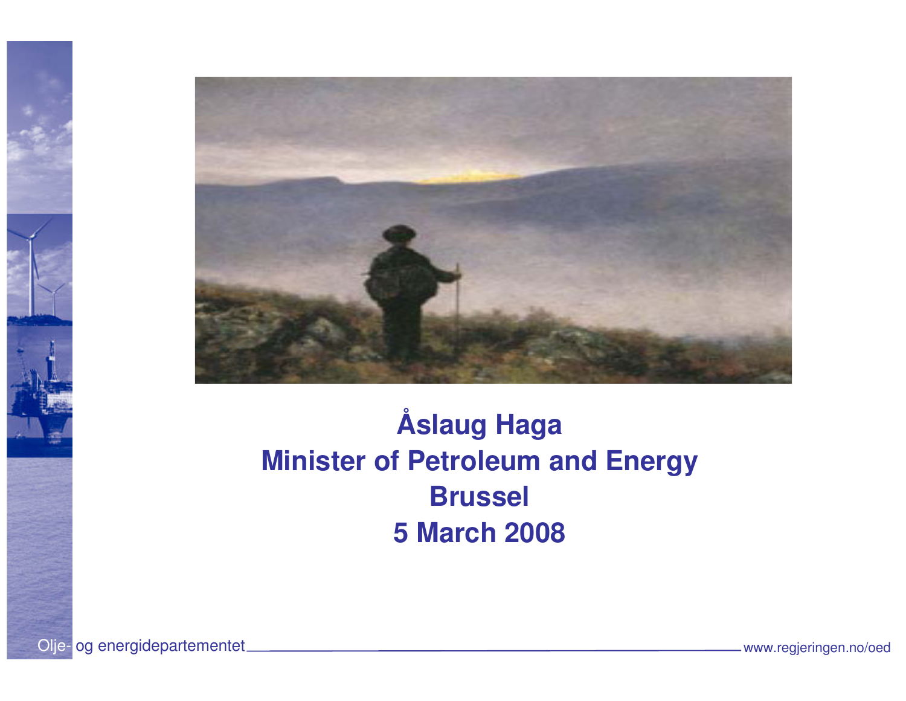# Åslaug Haga

## Minister of Petroleum and Energy

## Brussel

## 5 March 2008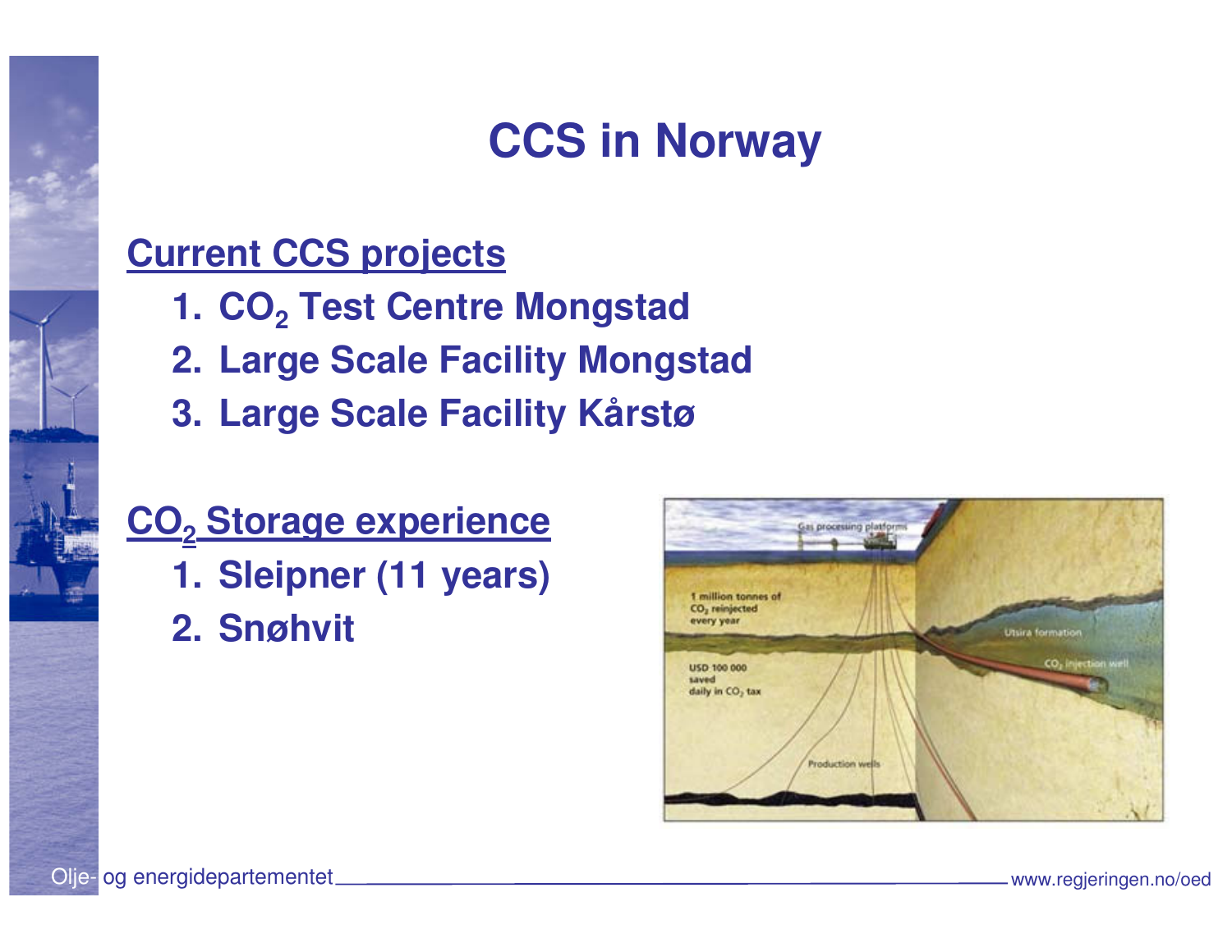# CCS in Norway

## Current CCS projects

1. $CO_2$ Test Centre Mongstad
2. Large Scale Facility Mongstad
3. Large Scale Facility Kårstø

## $CO_2$ Storage experience

1. Sleipner (11 years)
2. Snøhvit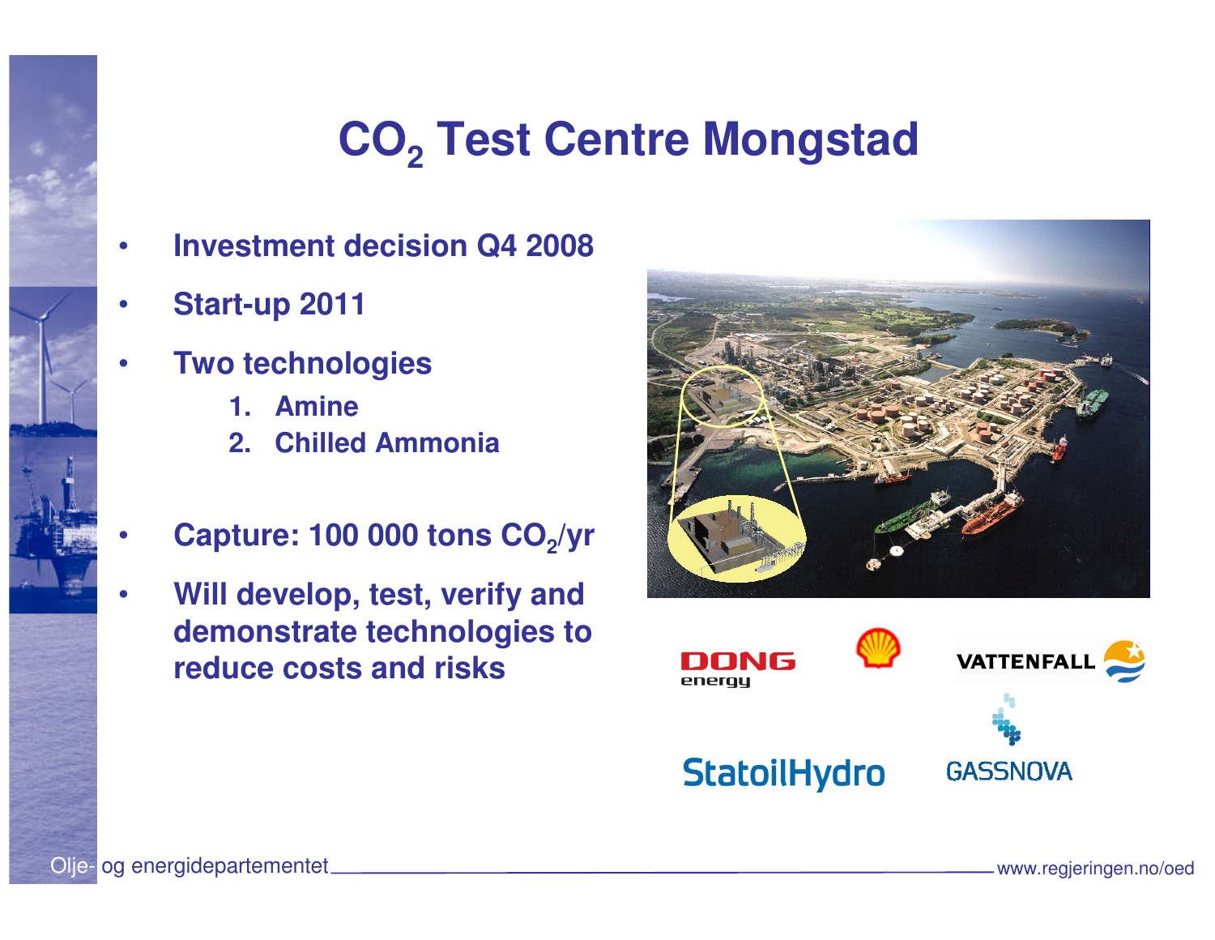# $CO_2$ Test Centre Mongstad

- Investment decision Q4 2008
- Start-up 2011
- Two technologies
  1. Amine
  2. Chilled Ammonia
- Capture: 100 000 tons $CO_2$/yr
- Will develop, test, verify and demonstrate technologies to reduce costs and risks

DONG energy

VATTENFALL

StatoilHydro

GASSNOVA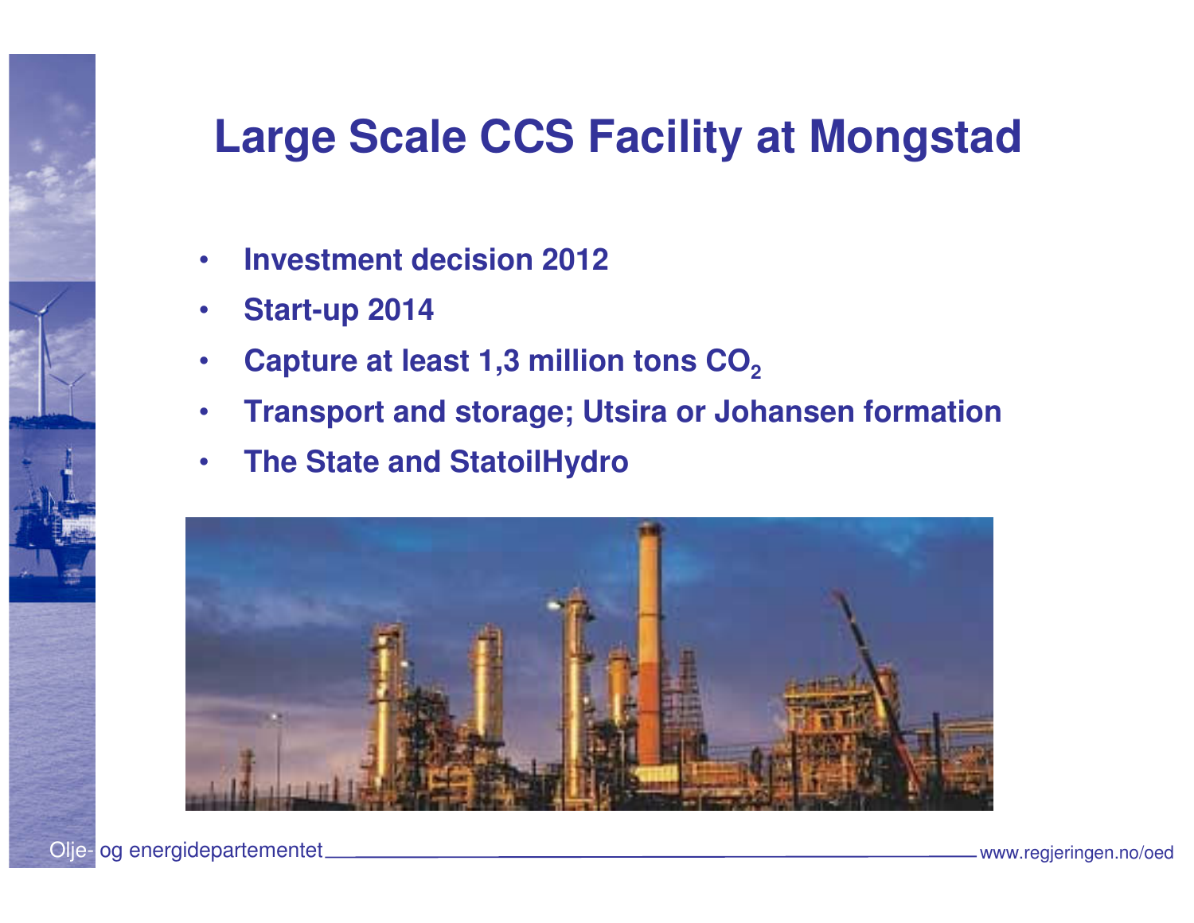# Large Scale CCS Facility at Mongstad

- Investment decision 2012
- Start-up 2014
- Capture at least 1,3 million tons $CO_2$
- Transport and storage; Utsira or Johansen formation
- The State and StatoilHydro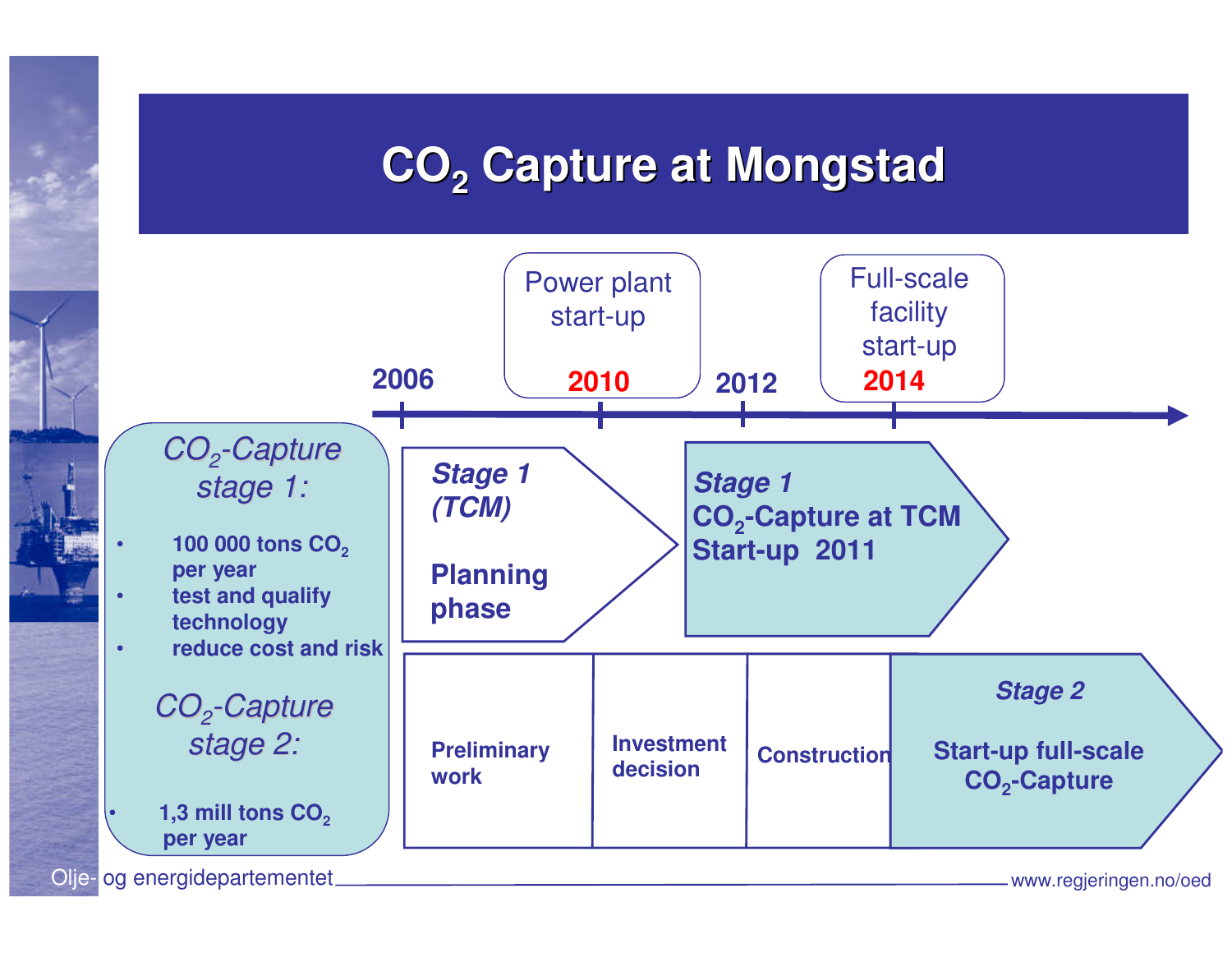# $CO_2$ Capture at Mongstad

**2006** — **2010**: Power plant start-up — **2012** — **2014**: Full-scale facility start-up

*$CO_2$-Capture stage 1:*

- **100 000 tons $CO_2$ per year**
- **test and qualify technology**
- **reduce cost and risk**

*$CO_2$-Capture stage 2:*

- **1,3 mill tons $CO_2$ per year**

***Stage 1 (TCM)***

**Planning phase**

***Stage 1***

**$CO_2$-Capture at TCM**

**Start-up 2011**

**Preliminary work**

**Investment decision**

**Construction**

***Stage 2***

**Start-up full-scale $CO_2$-Capture**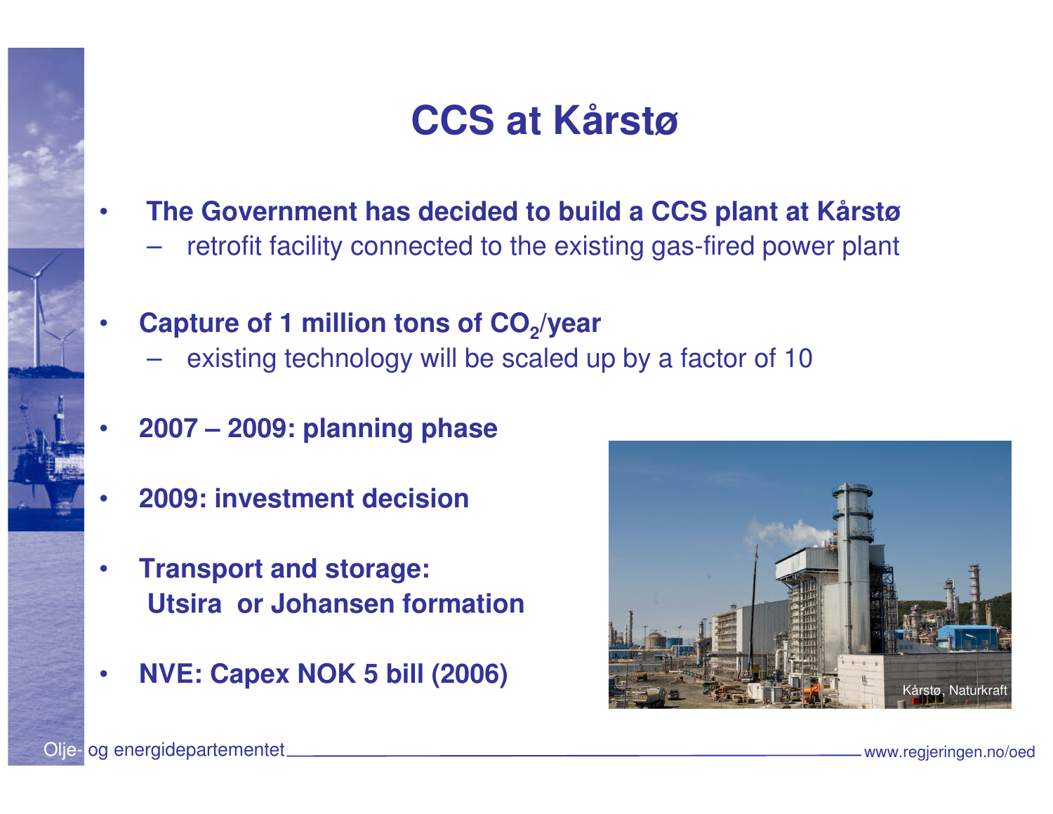# CCS at Kårstø

- **The Government has decided to build a CCS plant at Kårstø**
  - retrofit facility connected to the existing gas-fired power plant
- **Capture of 1 million tons of $CO_2$/year**
  - existing technology will be scaled up by a factor of 10
- **2007 – 2009: planning phase**
- **2009: investment decision**
- **Transport and storage: Utsira or Johansen formation**
- **NVE: Capex NOK 5 bill (2006)**

Kårstø, Naturkraft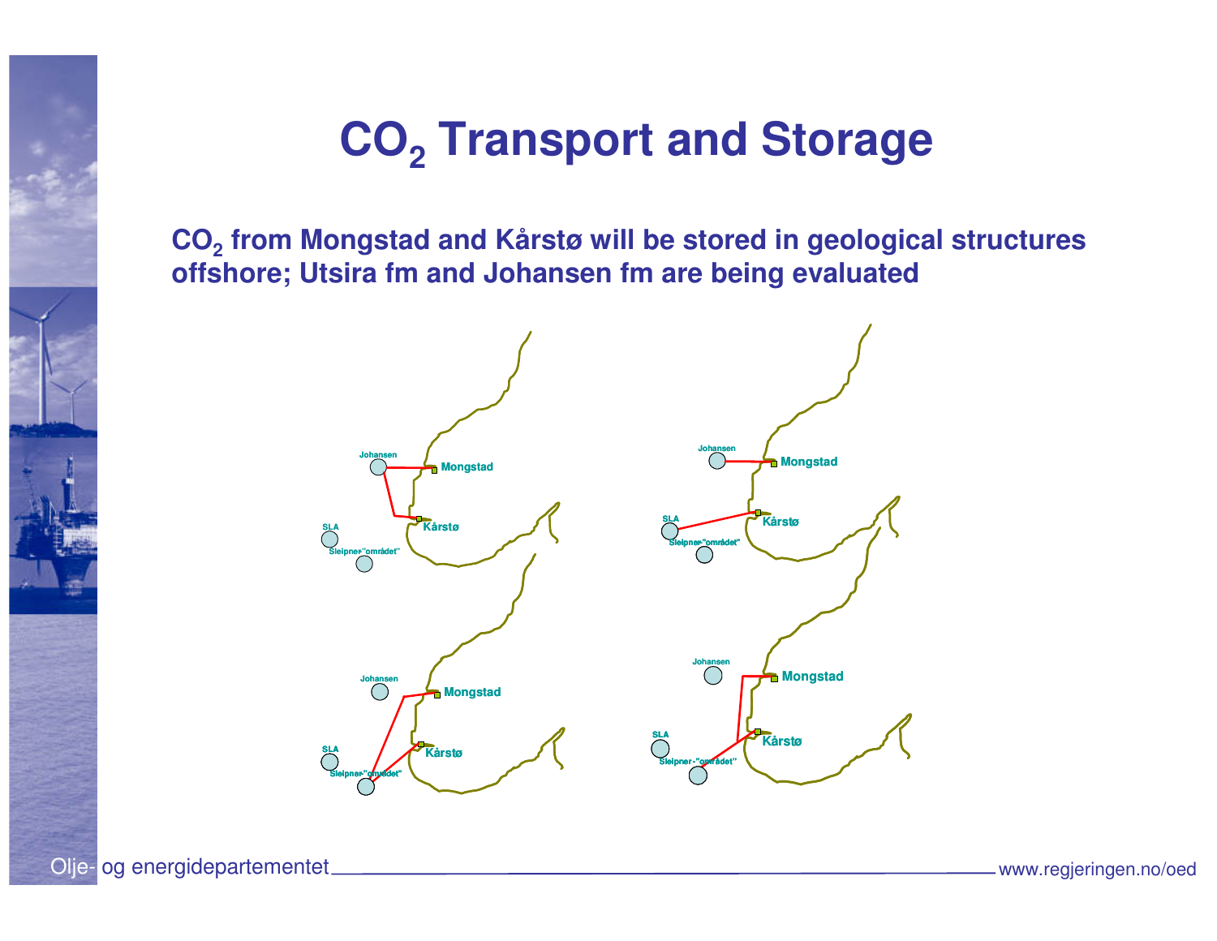# $CO_2$ Transport and Storage

**$CO_2$ from Mongstad and Kårstø will be stored in geological structures offshore; Utsira fm and Johansen fm are being evaluated**